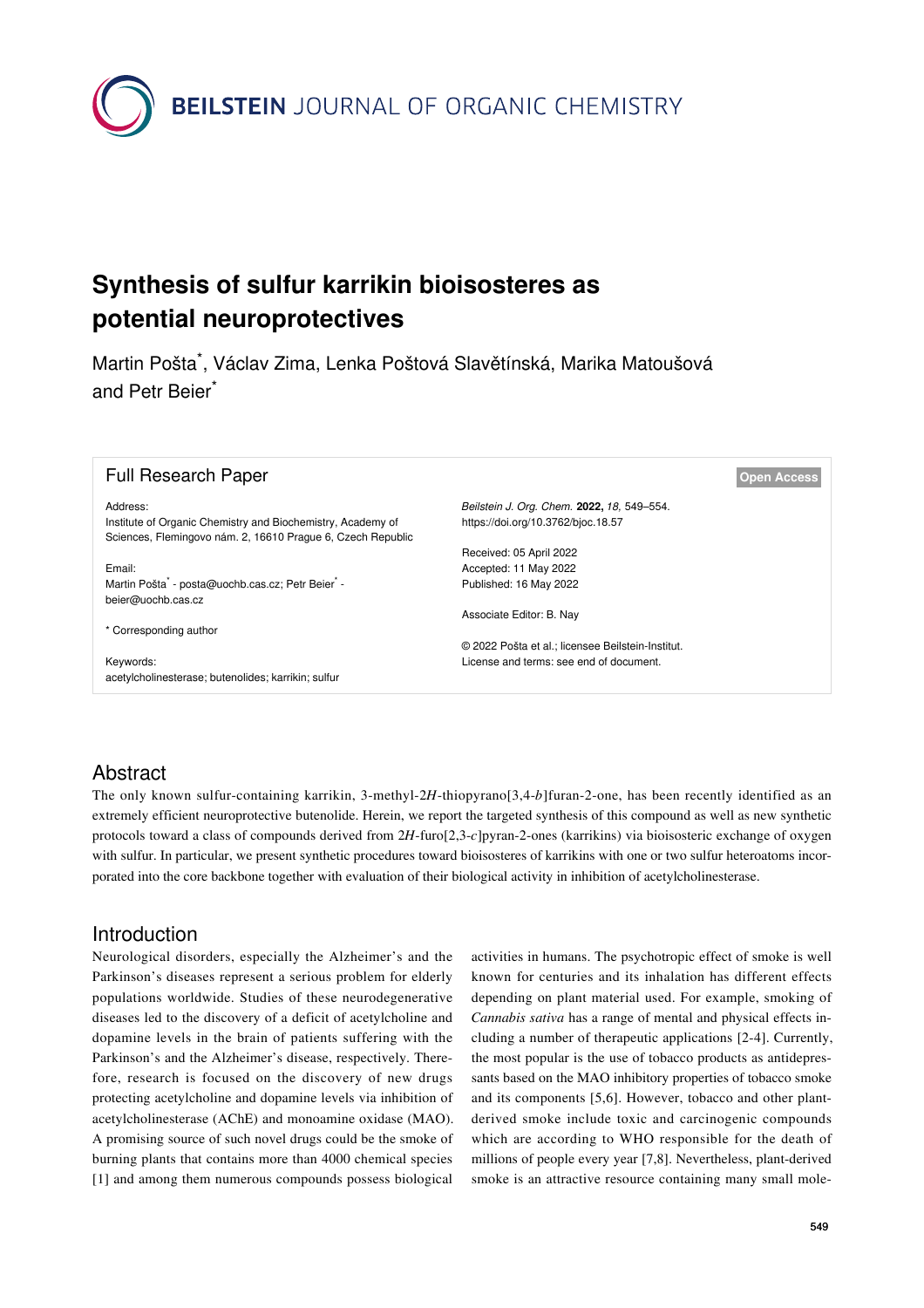# Synthesis of sulfur karrikin bioisosteres as potential neuroprotectives

Martin Pošta*, Václav Zima, Lenka Poštová Slavětínská, Marika Matoušová and Petr Beier*

## Full Research Paper

**Open Access**

Address:
Institute of Organic Chemistry and Biochemistry, Academy of Sciences, Flemingovo nám. 2, 16610 Prague 6, Czech Republic

Email:
Martin Pošta* - posta@uochb.cas.cz; Petr Beier* - beier@uochb.cas.cz

* Corresponding author

Keywords:
acetylcholinesterase; butenolides; karrikin; sulfur

*Beilstein J. Org. Chem.* **2022,** *18,* 549–554.
https://doi.org/10.3762/bjoc.18.57

Received: 05 April 2022
Accepted: 11 May 2022
Published: 16 May 2022

Associate Editor: B. Nay

© 2022 Pošta et al.; licensee Beilstein-Institut.
License and terms: see end of document.

## Abstract

The only known sulfur-containing karrikin, 3-methyl-2*H*-thiopyrano[3,4-*b*]furan-2-one, has been recently identified as an extremely efficient neuroprotective butenolide. Herein, we report the targeted synthesis of this compound as well as new synthetic protocols toward a class of compounds derived from 2*H*-furo[2,3-*c*]pyran-2-ones (karrikins) via bioisosteric exchange of oxygen with sulfur. In particular, we present synthetic procedures toward bioisosteres of karrikins with one or two sulfur heteroatoms incorporated into the core backbone together with evaluation of their biological activity in inhibition of acetylcholinesterase.

## Introduction

Neurological disorders, especially the Alzheimer's and the Parkinson's diseases represent a serious problem for elderly populations worldwide. Studies of these neurodegenerative diseases led to the discovery of a deficit of acetylcholine and dopamine levels in the brain of patients suffering with the Parkinson's and the Alzheimer's disease, respectively. Therefore, research is focused on the discovery of new drugs protecting acetylcholine and dopamine levels via inhibition of acetylcholinesterase (AChE) and monoamine oxidase (MAO). A promising source of such novel drugs could be the smoke of burning plants that contains more than 4000 chemical species [1] and among them numerous compounds possess biological activities in humans. The psychotropic effect of smoke is well known for centuries and its inhalation has different effects depending on plant material used. For example, smoking of *Cannabis sativa* has a range of mental and physical effects including a number of therapeutic applications [2-4]. Currently, the most popular is the use of tobacco products as antidepressants based on the MAO inhibitory properties of tobacco smoke and its components [5,6]. However, tobacco and other plant-derived smoke include toxic and carcinogenic compounds which are according to WHO responsible for the death of millions of people every year [7,8]. Nevertheless, plant-derived smoke is an attractive resource containing many small mole-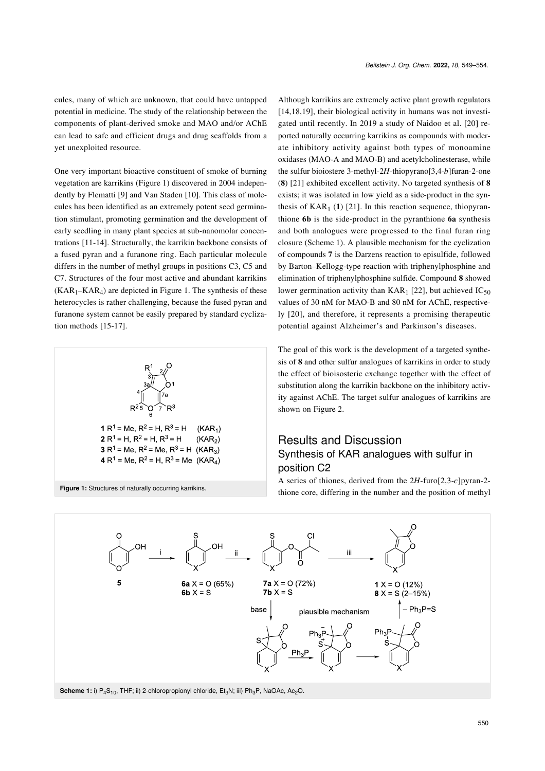cules, many of which are unknown, that could have untapped potential in medicine. The study of the relationship between the components of plant-derived smoke and MAO and/or AChE can lead to safe and efficient drugs and drug scaffolds from a yet unexploited resource.

One very important bioactive constituent of smoke of burning vegetation are karrikins (Figure 1) discovered in 2004 independently by Flematti [9] and Van Staden [10]. This class of molecules has been identified as an extremely potent seed germination stimulant, promoting germination and the development of early seedling in many plant species at sub-nanomolar concentrations [11-14]. Structurally, the karrikin backbone consists of a fused pyran and a furanone ring. Each particular molecule differs in the number of methyl groups in positions C3, C5 and C7. Structures of the four most active and abundant karrikins ($KAR_1$–$KAR_4$) are depicted in Figure 1. The synthesis of these heterocycles is rather challenging, because the fused pyran and furanone system cannot be easily prepared by standard cyclization methods [15-17].

**1** $R^1$ = Me, $R^2$ = H, $R^3$ = H ($KAR_1$)
**2** $R^1$ = H, $R^2$ = H, $R^3$ = H ($KAR_2$)
**3** $R^1$ = Me, $R^2$ = Me, $R^3$ = H ($KAR_3$)
**4** $R^1$ = Me, $R^2$ = H, $R^3$ = Me ($KAR_4$)

**Figure 1:** Structures of naturally occurring karrikins.

Although karrikins are extremely active plant growth regulators [14,18,19], their biological activity in humans was not investigated until recently. In 2019 a study of Naidoo et al. [20] reported naturally occurring karrikins as compounds with moderate inhibitory activity against both types of monoamine oxidases (MAO-A and MAO-B) and acetylcholinesterase, while the sulfur bioiostere 3-methyl-2*H*-thiopyrano[3,4-*b*]furan-2-one (**8**) [21] exhibited excellent activity. No targeted synthesis of **8** exists; it was isolated in low yield as a side-product in the synthesis of $KAR_1$ (**1**) [21]. In this reaction sequence, thiopyranthione **6b** is the side-product in the pyranthione **6a** synthesis and both analogues were progressed to the final furan ring closure (Scheme 1). A plausible mechanism for the cyclization of compounds **7** is the Darzens reaction to episulfide, followed by Barton–Kellogg-type reaction with triphenylphosphine and elimination of triphenylphosphine sulfide. Compound **8** showed lower germination activity than $KAR_1$ [22], but achieved $IC_{50}$ values of 30 nM for MAO-B and 80 nM for AChE, respectively [20], and therefore, it represents a promising therapeutic potential against Alzheimer's and Parkinson's diseases.

The goal of this work is the development of a targeted synthesis of **8** and other sulfur analogues of karrikins in order to study the effect of bioisosteric exchange together with the effect of substitution along the karrikin backbone on the inhibitory activity against AChE. The target sulfur analogues of karrikins are shown on Figure 2.

## Results and Discussion

### Synthesis of KAR analogues with sulfur in position C2

A series of thiones, derived from the 2*H*-furo[2,3-*c*]pyran-2-thione core, differing in the number and the position of methyl

**5** → (i) **6a** X = O (65%), **6b** X = S → (ii) **7a** X = O (72%), **7b** X = S → (iii) **1** X = O (12%), **8** X = S (2–15%)

base; plausible mechanism; $Ph_3P$; $- Ph_3P{=}S$

**Scheme 1:** i) $P_4S_{10}$, THF; ii) 2-chloropropionyl chloride, $Et_3N$; iii) $Ph_3P$, NaOAc, $Ac_2O$.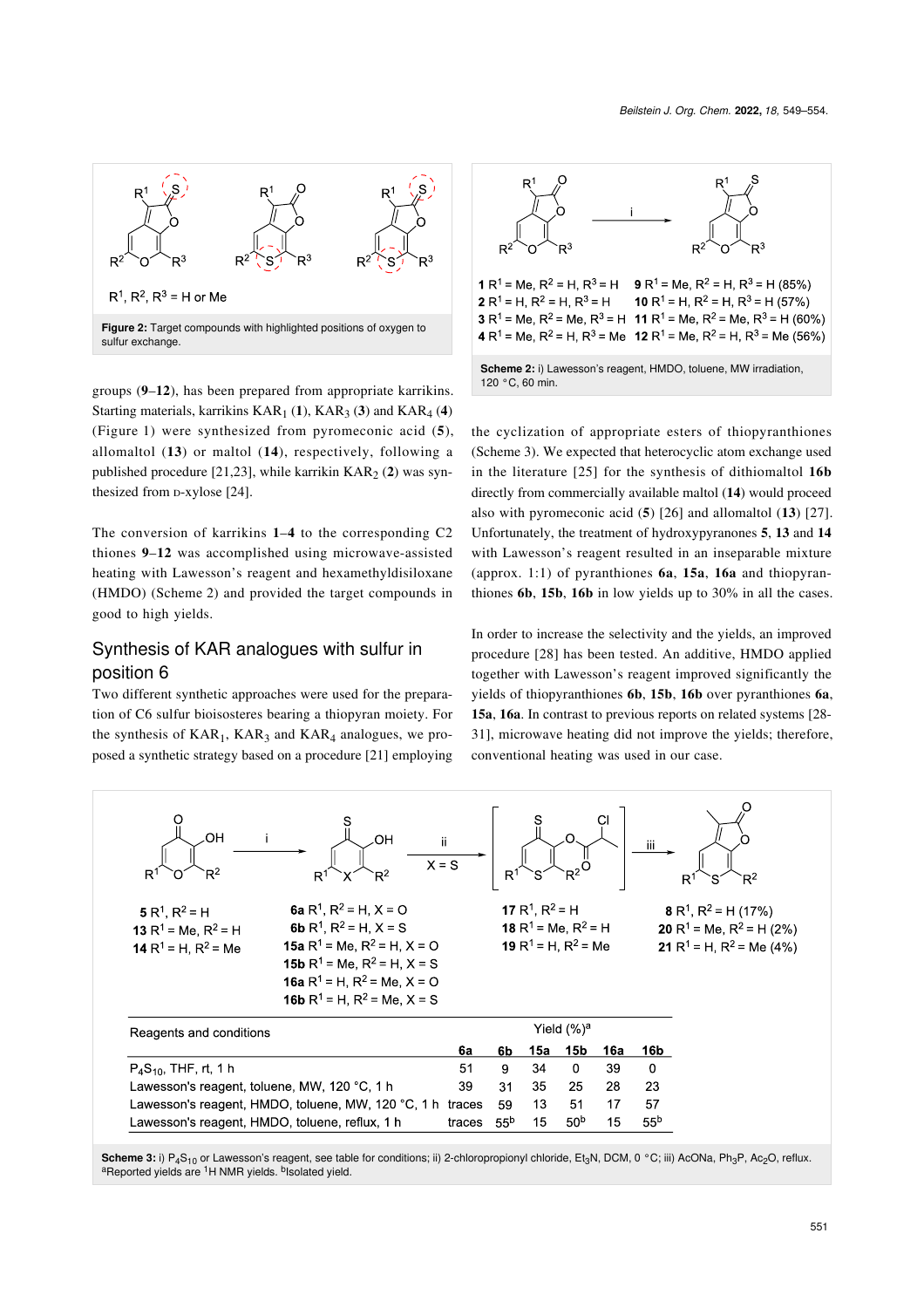R$^1$, R$^2$, R$^3$ = H or Me

**Figure 2:** Target compounds with highlighted positions of oxygen to sulfur exchange.

**1** R$^1$ = Me, R$^2$ = H, R$^3$ = H — **9** R$^1$ = Me, R$^2$ = H, R$^3$ = H (85%)
**2** R$^1$ = H, R$^2$ = H, R$^3$ = H — **10** R$^1$ = H, R$^2$ = H, R$^3$ = H (57%)
**3** R$^1$ = Me, R$^2$ = Me, R$^3$ = H — **11** R$^1$ = Me, R$^2$ = Me, R$^3$ = H (60%)
**4** R$^1$ = Me, R$^2$ = H, R$^3$ = Me — **12** R$^1$ = Me, R$^2$ = H, R$^3$ = Me (56%)

**Scheme 2:** i) Lawesson's reagent, HMDO, toluene, MW irradiation, 120 °C, 60 min.

groups (**9**–**12**), has been prepared from appropriate karrikins. Starting materials, karrikins KAR$_1$ (**1**), KAR$_3$ (**3**) and KAR$_4$ (**4**) (Figure 1) were synthesized from pyromeconic acid (**5**), allomaltol (**13**) or maltol (**14**), respectively, following a published procedure [21,23], while karrikin KAR$_2$ (**2**) was synthesized from D-xylose [24].

The conversion of karrikins **1**–**4** to the corresponding C2 thiones **9**–**12** was accomplished using microwave-assisted heating with Lawesson's reagent and hexamethyldisiloxane (HMDO) (Scheme 2) and provided the target compounds in good to high yields.

## Synthesis of KAR analogues with sulfur in position 6

Two different synthetic approaches were used for the preparation of C6 sulfur bioisosteres bearing a thiopyran moiety. For the synthesis of KAR$_1$, KAR$_3$ and KAR$_4$ analogues, we proposed a synthetic strategy based on a procedure [21] employing the cyclization of appropriate esters of thiopyranthiones (Scheme 3). We expected that heterocyclic atom exchange used in the literature [25] for the synthesis of dithiomaltol **16b** directly from commercially available maltol (**14**) would proceed also with pyromeconic acid (**5**) [26] and allomaltol (**13**) [27]. Unfortunately, the treatment of hydroxypyranones **5**, **13** and **14** with Lawesson's reagent resulted in an inseparable mixture (approx. 1:1) of pyranthiones **6a**, **15a**, **16a** and thiopyranthiones **6b**, **15b**, **16b** in low yields up to 30% in all the cases.

In order to increase the selectivity and the yields, an improved procedure [28] has been tested. An additive, HMDO applied together with Lawesson's reagent improved significantly the yields of thiopyranthiones **6b**, **15b**, **16b** over pyranthiones **6a**, **15a**, **16a**. In contrast to previous reports on related systems [28-31], microwave heating did not improve the yields; therefore, conventional heating was used in our case.

**5** R$^1$, R$^2$ = H
**13** R$^1$ = Me, R$^2$ = H
**14** R$^1$ = H, R$^2$ = Me

**6a** R$^1$, R$^2$ = H, X = O
**6b** R$^1$, R$^2$ = H, X = S
**15a** R$^1$ = Me, R$^2$ = H, X = O
**15b** R$^1$ = Me, R$^2$ = H, X = S
**16a** R$^1$ = H, R$^2$ = Me, X = O
**16b** R$^1$ = H, R$^2$ = Me, X = S

**17** R$^1$, R$^2$ = H
**18** R$^1$ = Me, R$^2$ = H
**19** R$^1$ = H, R$^2$ = Me

**8** R$^1$, R$^2$ = H (17%)
**20** R$^1$ = Me, R$^2$ = H (2%)
**21** R$^1$ = H, R$^2$ = Me (4%)

| Reagents and conditions | Yield (%)[a] | | | | | |
|---|---|---|---|---|---|---|
| | **6a** | **6b** | **15a** | **15b** | **16a** | **16b** |
| $P_4S_{10}$, THF, rt, 1 h | 51 | 9 | 34 | 0 | 39 | 0 |
| Lawesson's reagent, toluene, MW, 120 °C, 1 h | 39 | 31 | 35 | 25 | 28 | 23 |
| Lawesson's reagent, HMDO, toluene, MW, 120 °C, 1 h | traces | 59 | 13 | 51 | 17 | 57 |
| Lawesson's reagent, HMDO, toluene, reflux, 1 h | traces | 55[b] | 15 | 50[b] | 15 | 55[b] |

**Scheme 3:** i) $P_4S_{10}$ or Lawesson's reagent, see table for conditions; ii) 2-chloropropionyl chloride, $Et_3N$, DCM, 0 °C; iii) AcONa, $Ph_3P$, $Ac_2O$, reflux. [a]Reported yields are $^1$H NMR yields. [b]Isolated yield.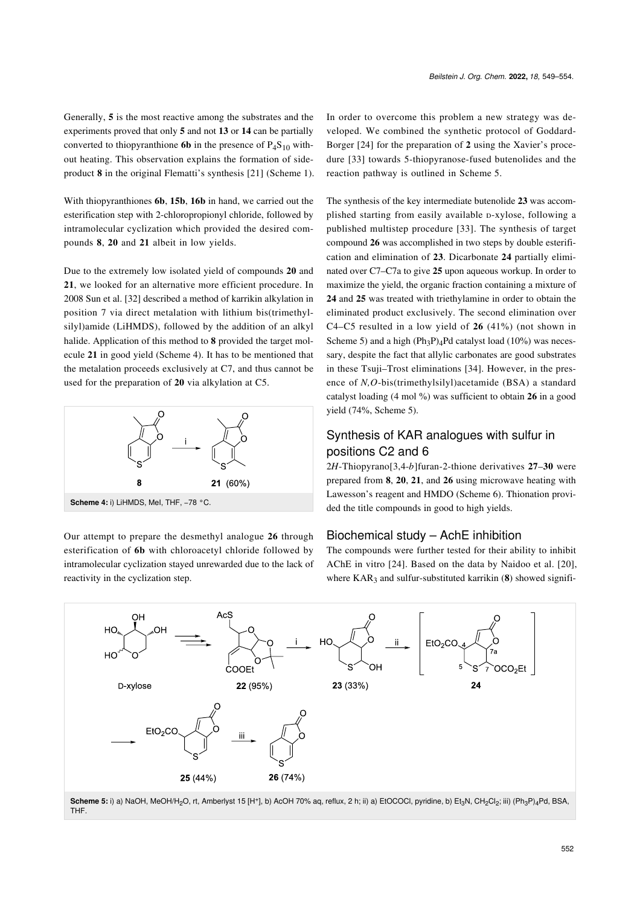Generally, **5** is the most reactive among the substrates and the experiments proved that only **5** and not **13** or **14** can be partially converted to thiopyranthione **6b** in the presence of $P_4S_{10}$ without heating. This observation explains the formation of side-product **8** in the original Flematti's synthesis [21] (Scheme 1).

With thiopyranthiones **6b**, **15b**, **16b** in hand, we carried out the esterification step with 2-chloropropionyl chloride, followed by intramolecular cyclization which provided the desired compounds **8**, **20** and **21** albeit in low yields.

Due to the extremely low isolated yield of compounds **20** and **21**, we looked for an alternative more efficient procedure. In 2008 Sun et al. [32] described a method of karrikin alkylation in position 7 via direct metalation with lithium bis(trimethylsilyl)amide (LiHMDS), followed by the addition of an alkyl halide. Application of this method to **8** provided the target molecule **21** in good yield (Scheme 4). It has to be mentioned that the metalation proceeds exclusively at C7, and thus cannot be used for the preparation of **20** via alkylation at C5.

**Scheme 4:** i) LiHMDS, MeI, THF, −78 °C.

Our attempt to prepare the desmethyl analogue **26** through esterification of **6b** with chloroacetyl chloride followed by intramolecular cyclization stayed unrewarded due to the lack of reactivity in the cyclization step.

In order to overcome this problem a new strategy was developed. We combined the synthetic protocol of Goddard-Borger [24] for the preparation of **2** using the Xavier's procedure [33] towards 5-thiopyranose-fused butenolides and the reaction pathway is outlined in Scheme 5.

The synthesis of the key intermediate butenolide **23** was accomplished starting from easily available D-xylose, following a published multistep procedure [33]. The synthesis of target compound **26** was accomplished in two steps by double esterification and elimination of **23**. Dicarbonate **24** partially eliminated over C7–C7a to give **25** upon aqueous workup. In order to maximize the yield, the organic fraction containing a mixture of **24** and **25** was treated with triethylamine in order to obtain the eliminated product exclusively. The second elimination over C4–C5 resulted in a low yield of **26** (41%) (not shown in Scheme 5) and a high $(Ph_3P)_4Pd$ catalyst load (10%) was necessary, despite the fact that allylic carbonates are good substrates in these Tsuji–Trost eliminations [34]. However, in the presence of *N,O*-bis(trimethylsilyl)acetamide (BSA) a standard catalyst loading (4 mol %) was sufficient to obtain **26** in a good yield (74%, Scheme 5).

## Synthesis of KAR analogues with sulfur in positions C2 and 6

2*H*-Thiopyrano[3,4-*b*]furan-2-thione derivatives **27**–**30** were prepared from **8**, **20**, **21**, and **26** using microwave heating with Lawesson's reagent and HMDO (Scheme 6). Thionation provided the title compounds in good to high yields.

## Biochemical study – AchE inhibition

The compounds were further tested for their ability to inhibit AChE in vitro [24]. Based on the data by Naidoo et al. [20], where $KAR_3$ and sulfur-substituted karrikin (**8**) showed signifi-

**Scheme 5:** i) a) NaOH, MeOH/$H_2O$, rt, Amberlyst 15 [$H^+$], b) AcOH 70% aq, reflux, 2 h; ii) a) EtOCOCl, pyridine, b) $Et_3N$, $CH_2Cl_2$; iii) $(Ph_3P)_4Pd$, BSA, THF.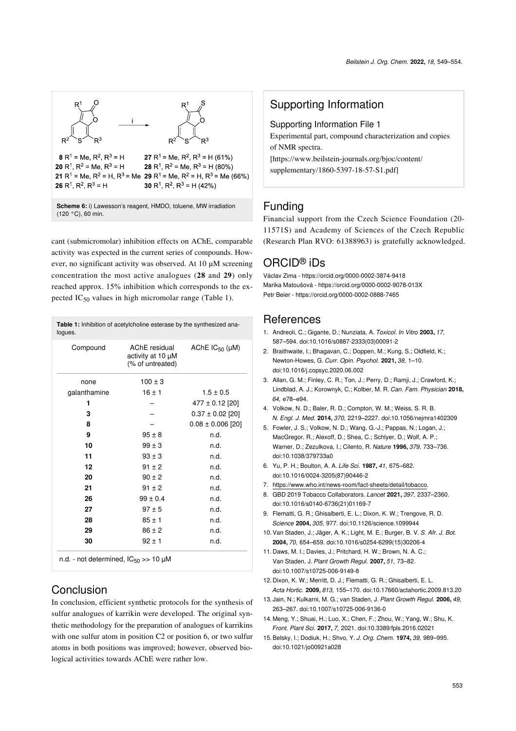Scheme 6: i) Lawesson's reagent, HMDO, toluene, MW irradiation (120 °C), 60 min.

cant (submicromolar) inhibition effects on AChE, comparable activity was expected in the current series of compounds. However, no significant activity was observed. At 10 µM screening concentration the most active analogues (**28** and **29**) only reached approx. 15% inhibition which corresponds to the expected $IC_{50}$ values in high micromolar range (Table 1).

**Table 1:** Inhibition of acetylcholine esterase by the synthesized analogues.

| Compound | AChE residual activity at 10 µM (% of untreated) | AChE $IC_{50}$ (µM) |
|---|---|---|
| none | 100 ± 3 | |
| galanthamine | 16 ± 1 | 1.5 ± 0.5 |
| **1** | – | 477 ± 0.12 [20] |
| **3** | – | 0.37 ± 0.02 [20] |
| **8** | – | 0.08 ± 0.006 [20] |
| **9** | 95 ± 8 | n.d. |
| **10** | 99 ± 3 | n.d. |
| **11** | 93 ± 3 | n.d. |
| **12** | 91 ± 2 | n.d. |
| **20** | 90 ± 2 | n.d. |
| **21** | 91 ± 2 | n.d. |
| **26** | 99 ± 0.4 | n.d. |
| **27** | 97 ± 5 | n.d. |
| **28** | 85 ± 1 | n.d. |
| **29** | 86 ± 2 | n.d. |
| **30** | 92 ± 1 | n.d. |

n.d. - not determined, $IC_{50}$ >> 10 µM

## Conclusion

In conclusion, efficient synthetic protocols for the synthesis of sulfur analogues of karrikin were developed. The original synthetic methodology for the preparation of analogues of karrikins with one sulfur atom in position C2 or position 6, or two sulfur atoms in both positions was improved; however, observed biological activities towards AChE were rather low.

## Supporting Information

Supporting Information File 1

Experimental part, compound characterization and copies of NMR spectra.

[https://www.beilstein-journals.org/bjoc/content/supplementary/1860-5397-18-57-S1.pdf]

## Funding

Financial support from the Czech Science Foundation (20-11571S) and Academy of Sciences of the Czech Republic (Research Plan RVO: 61388963) is gratefully acknowledged.

## ORCID® iDs

Václav Zima - https://orcid.org/0000-0002-3874-9418
Marika Matoušová - https://orcid.org/0000-0002-9078-013X
Petr Beier - https://orcid.org/0000-0002-0888-7465

## References

1. Andreoli, C.; Gigante, D.; Nunziata, A. *Toxicol. In Vitro* **2003,** *17,* 587–594. doi:10.1016/s0887-2333(03)00091-2
2. Braithwaite, I.; Bhagavan, C.; Doppen, M.; Kung, S.; Oldfield, K.; Newton-Howes, G. *Curr. Opin. Psychol.* **2021,** *38,* 1–10. doi:10.1016/j.copsyc.2020.06.002
3. Allan, G. M.; Finley, C. R.; Ton, J.; Perry, D.; Ramji, J.; Crawford, K.; Lindblad, A. J.; Korownyk, C.; Kolber, M. R. *Can. Fam. Physician* **2018,** *64,* e78–e94.
4. Volkow, N. D.; Baler, R. D.; Compton, W. M.; Weiss, S. R. B. *N. Engl. J. Med.* **2014,** *370,* 2219–2227. doi:10.1056/nejmra1402309
5. Fowler, J. S.; Volkow, N. D.; Wang, G.-J.; Pappas, N.; Logan, J.; MacGregor, R.; Alexoff, D.; Shea, C.; Schlyer, D.; Wolf, A. P.; Warner, D.; Zezulkova, I.; Cilento, R. *Nature* **1996,** *379,* 733–736. doi:10.1038/379733a0
6. Yu, P. H.; Boulton, A. A. *Life Sci.* **1987,** *41,* 675–682. doi:10.1016/0024-3205(87)90446-2
7. https://www.who.int/news-room/fact-sheets/detail/tobacco.
8. GBD 2019 Tobacco Collaborators. *Lancet* **2021,** *397,* 2337–2360. doi:10.1016/s0140-6736(21)01169-7
9. Flematti, G. R.; Ghisalberti, E. L.; Dixon, K. W.; Trengove, R. D. *Science* **2004,** *305,* 977. doi:10.1126/science.1099944
10. Van Staden, J.; Jäger, A. K.; Light, M. E.; Burger, B. V. *S. Afr. J. Bot.* **2004,** *70,* 654–659. doi:10.1016/s0254-6299(15)30206-4
11. Daws, M. I.; Davies, J.; Pritchard, H. W.; Brown, N. A. C.; Van Staden, J. *Plant Growth Regul.* **2007,** *51,* 73–82. doi:10.1007/s10725-006-9149-8
12. Dixon, K. W.; Merritt, D. J.; Flematti, G. R.; Ghisalberti, E. L. *Acta Hortic.* **2009,** *813,* 155–170. doi:10.17660/actahortic.2009.813.20
13. Jain, N.; Kulkarni, M. G.; van Staden, J. *Plant Growth Regul.* **2006,** *49,* 263–267. doi:10.1007/s10725-006-9136-0
14. Meng, Y.; Shuai, H.; Luo, X.; Chen, F.; Zhou, W.; Yang, W.; Shu, K. *Front. Plant Sci.* **2017,** *7,* 2021. doi:10.3389/fpls.2016.02021
15. Belsky, I.; Dodiuk, H.; Shvo, Y. *J. Org. Chem.* **1974,** *39,* 989–995. doi:10.1021/jo00921a028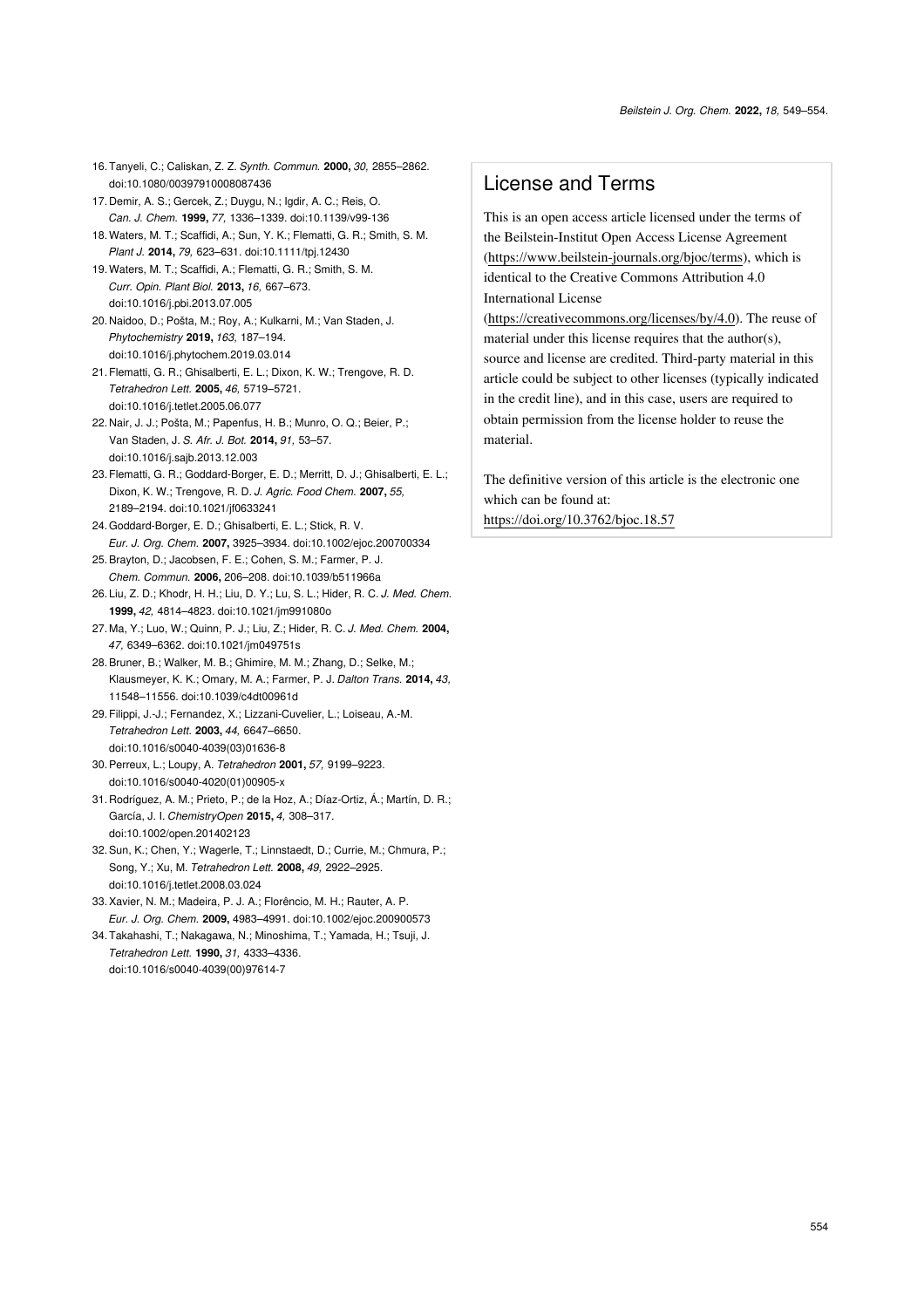16. Tanyeli, C.; Caliskan, Z. Z. *Synth. Commun.* **2000,** *30,* 2855–2862. doi:10.1080/00397910008087436
17. Demir, A. S.; Gercek, Z.; Duygu, N.; Igdir, A. C.; Reis, O. *Can. J. Chem.* **1999,** *77,* 1336–1339. doi:10.1139/v99-136
18. Waters, M. T.; Scaffidi, A.; Sun, Y. K.; Flematti, G. R.; Smith, S. M. *Plant J.* **2014,** *79,* 623–631. doi:10.1111/tpj.12430
19. Waters, M. T.; Scaffidi, A.; Flematti, G. R.; Smith, S. M. *Curr. Opin. Plant Biol.* **2013,** *16,* 667–673. doi:10.1016/j.pbi.2013.07.005
20. Naidoo, D.; Pošta, M.; Roy, A.; Kulkarni, M.; Van Staden, J. *Phytochemistry* **2019,** *163,* 187–194. doi:10.1016/j.phytochem.2019.03.014
21. Flematti, G. R.; Ghisalberti, E. L.; Dixon, K. W.; Trengove, R. D. *Tetrahedron Lett.* **2005,** *46,* 5719–5721. doi:10.1016/j.tetlet.2005.06.077
22. Nair, J. J.; Pošta, M.; Papenfus, H. B.; Munro, O. Q.; Beier, P.; Van Staden, J. *S. Afr. J. Bot.* **2014,** *91,* 53–57. doi:10.1016/j.sajb.2013.12.003
23. Flematti, G. R.; Goddard-Borger, E. D.; Merritt, D. J.; Ghisalberti, E. L.; Dixon, K. W.; Trengove, R. D. *J. Agric. Food Chem.* **2007,** *55,* 2189–2194. doi:10.1021/jf0633241
24. Goddard-Borger, E. D.; Ghisalberti, E. L.; Stick, R. V. *Eur. J. Org. Chem.* **2007,** 3925–3934. doi:10.1002/ejoc.200700334
25. Brayton, D.; Jacobsen, F. E.; Cohen, S. M.; Farmer, P. J. *Chem. Commun.* **2006,** 206–208. doi:10.1039/b511966a
26. Liu, Z. D.; Khodr, H. H.; Liu, D. Y.; Lu, S. L.; Hider, R. C. *J. Med. Chem.* **1999,** *42,* 4814–4823. doi:10.1021/jm991080o
27. Ma, Y.; Luo, W.; Quinn, P. J.; Liu, Z.; Hider, R. C. *J. Med. Chem.* **2004,** *47,* 6349–6362. doi:10.1021/jm049751s
28. Bruner, B.; Walker, M. B.; Ghimire, M. M.; Zhang, D.; Selke, M.; Klausmeyer, K. K.; Omary, M. A.; Farmer, P. J. *Dalton Trans.* **2014,** *43,* 11548–11556. doi:10.1039/c4dt00961d
29. Filippi, J.-J.; Fernandez, X.; Lizzani-Cuvelier, L.; Loiseau, A.-M. *Tetrahedron Lett.* **2003,** *44,* 6647–6650. doi:10.1016/s0040-4039(03)01636-8
30. Perreux, L.; Loupy, A. *Tetrahedron* **2001,** *57,* 9199–9223. doi:10.1016/s0040-4020(01)00905-x
31. Rodríguez, A. M.; Prieto, P.; de la Hoz, A.; Díaz-Ortiz, Á.; Martín, D. R.; García, J. I. *ChemistryOpen* **2015,** *4,* 308–317. doi:10.1002/open.201402123
32. Sun, K.; Chen, Y.; Wagerle, T.; Linnstaedt, D.; Currie, M.; Chmura, P.; Song, Y.; Xu, M. *Tetrahedron Lett.* **2008,** *49,* 2922–2925. doi:10.1016/j.tetlet.2008.03.024
33. Xavier, N. M.; Madeira, P. J. A.; Florêncio, M. H.; Rauter, A. P. *Eur. J. Org. Chem.* **2009,** 4983–4991. doi:10.1002/ejoc.200900573
34. Takahashi, T.; Nakagawa, N.; Minoshima, T.; Yamada, H.; Tsuji, J. *Tetrahedron Lett.* **1990,** *31,* 4333–4336. doi:10.1016/s0040-4039(00)97614-7

## License and Terms

This is an open access article licensed under the terms of the Beilstein-Institut Open Access License Agreement (https://www.beilstein-journals.org/bjoc/terms), which is identical to the Creative Commons Attribution 4.0 International License (https://creativecommons.org/licenses/by/4.0). The reuse of material under this license requires that the author(s), source and license are credited. Third-party material in this article could be subject to other licenses (typically indicated in the credit line), and in this case, users are required to obtain permission from the license holder to reuse the material.

The definitive version of this article is the electronic one which can be found at: https://doi.org/10.3762/bjoc.18.57